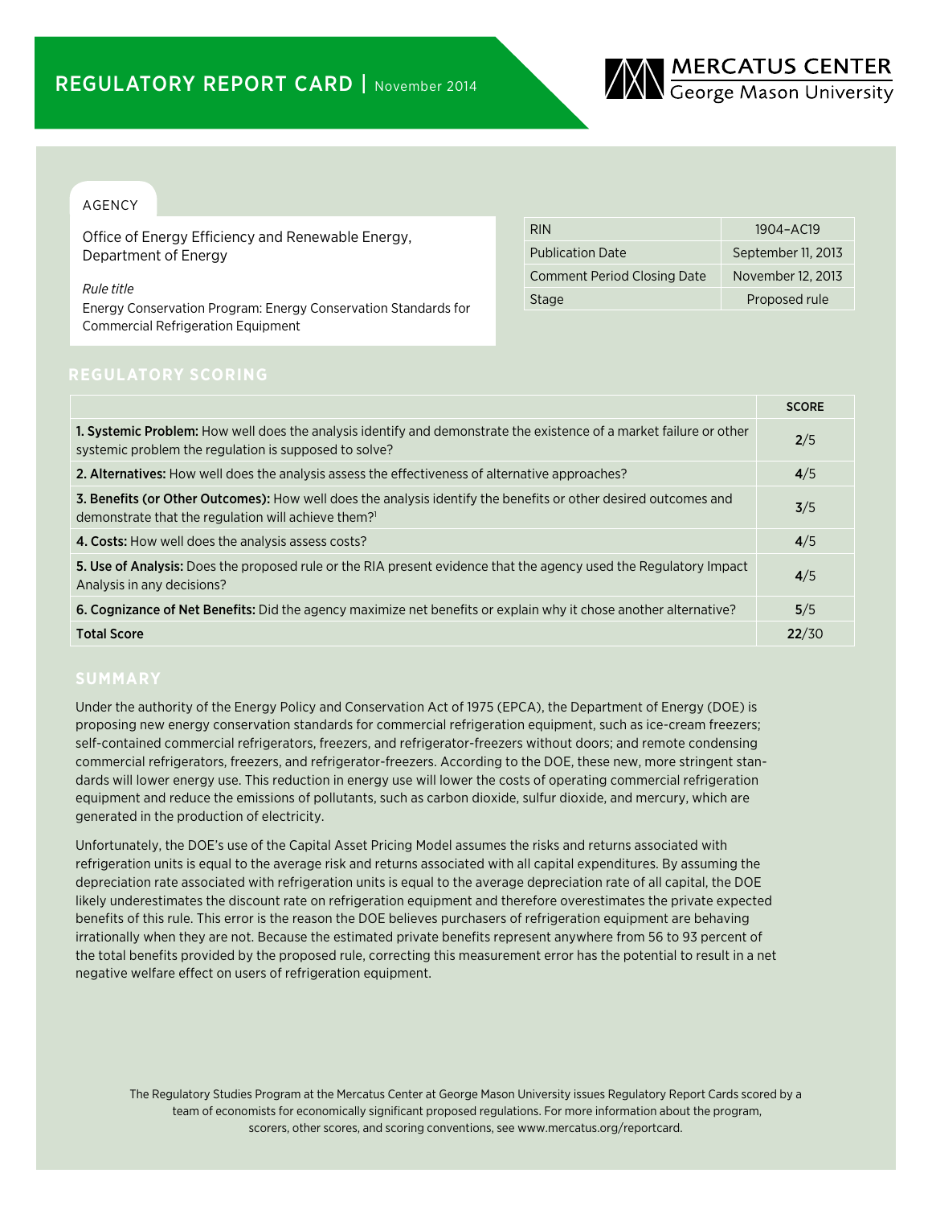# REGULATORY REPORT CARD | November 2014

MERCATUS CENTER
George Mason University

## AGENCY

Office of Energy Efficiency and Renewable Energy, Department of Energy

*Rule title*

Energy Conservation Program: Energy Conservation Standards for Commercial Refrigeration Equipment

| | |
|---|---|
| RIN | 1904–AC19 |
| Publication Date | September 11, 2013 |
| Comment Period Closing Date | November 12, 2013 |
| Stage | Proposed rule |

## REGULATORY SCORING

| | SCORE |
|---|---|
| **1. Systemic Problem:** How well does the analysis identify and demonstrate the existence of a market failure or other systemic problem the regulation is supposed to solve? | **2**/5 |
| **2. Alternatives:** How well does the analysis assess the effectiveness of alternative approaches? | **4**/5 |
| **3. Benefits (or Other Outcomes):** How well does the analysis identify the benefits or other desired outcomes and demonstrate that the regulation will achieve them?[1] | **3**/5 |
| **4. Costs:** How well does the analysis assess costs? | **4**/5 |
| **5. Use of Analysis:** Does the proposed rule or the RIA present evidence that the agency used the Regulatory Impact Analysis in any decisions? | **4**/5 |
| **6. Cognizance of Net Benefits:** Did the agency maximize net benefits or explain why it chose another alternative? | **5**/5 |
| **Total Score** | **22**/30 |

## SUMMARY

Under the authority of the Energy Policy and Conservation Act of 1975 (EPCA), the Department of Energy (DOE) is proposing new energy conservation standards for commercial refrigeration equipment, such as ice-cream freezers; self-contained commercial refrigerators, freezers, and refrigerator-freezers without doors; and remote condensing commercial refrigerators, freezers, and refrigerator-freezers. According to the DOE, these new, more stringent standards will lower energy use. This reduction in energy use will lower the costs of operating commercial refrigeration equipment and reduce the emissions of pollutants, such as carbon dioxide, sulfur dioxide, and mercury, which are generated in the production of electricity.

Unfortunately, the DOE's use of the Capital Asset Pricing Model assumes the risks and returns associated with refrigeration units is equal to the average risk and returns associated with all capital expenditures. By assuming the depreciation rate associated with refrigeration units is equal to the average depreciation rate of all capital, the DOE likely underestimates the discount rate on refrigeration equipment and therefore overestimates the private expected benefits of this rule. This error is the reason the DOE believes purchasers of refrigeration equipment are behaving irrationally when they are not. Because the estimated private benefits represent anywhere from 56 to 93 percent of the total benefits provided by the proposed rule, correcting this measurement error has the potential to result in a net negative welfare effect on users of refrigeration equipment.

The Regulatory Studies Program at the Mercatus Center at George Mason University issues Regulatory Report Cards scored by a team of economists for economically significant proposed regulations. For more information about the program, scorers, other scores, and scoring conventions, see www.mercatus.org/reportcard.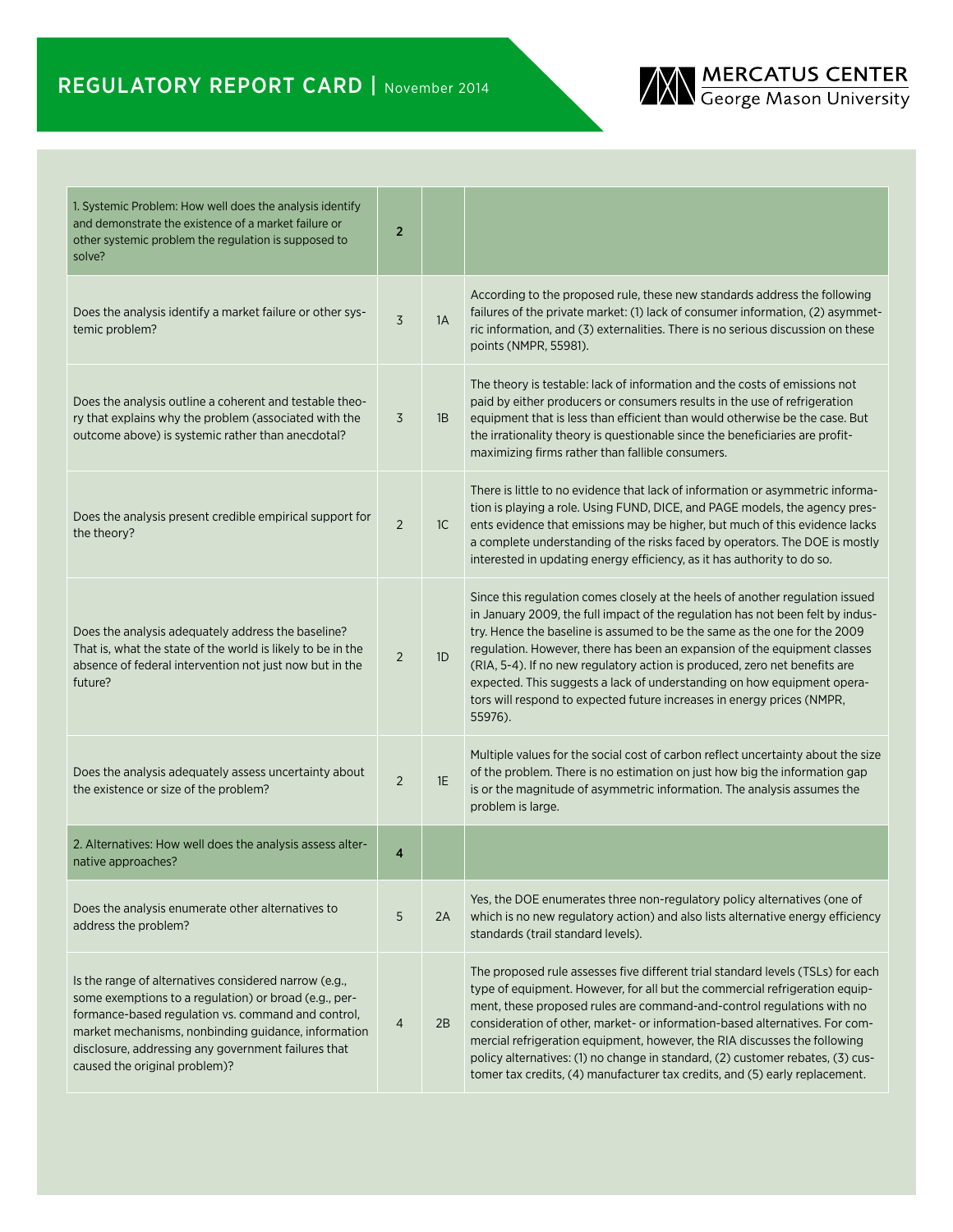| | | | |
|---|---|---|---|
| 1. Systemic Problem: How well does the analysis identify and demonstrate the existence of a market failure or other systemic problem the regulation is supposed to solve? | **2** | | |
| Does the analysis identify a market failure or other systemic problem? | 3 | 1A | According to the proposed rule, these new standards address the following failures of the private market: (1) lack of consumer information, (2) asymmetric information, and (3) externalities. There is no serious discussion on these points (NMPR, 55981). |
| Does the analysis outline a coherent and testable theory that explains why the problem (associated with the outcome above) is systemic rather than anecdotal? | 3 | 1B | The theory is testable: lack of information and the costs of emissions not paid by either producers or consumers results in the use of refrigeration equipment that is less than efficient than would otherwise be the case. But the irrationality theory is questionable since the beneficiaries are profit-maximizing firms rather than fallible consumers. |
| Does the analysis present credible empirical support for the theory? | 2 | 1C | There is little to no evidence that lack of information or asymmetric information is playing a role. Using FUND, DICE, and PAGE models, the agency presents evidence that emissions may be higher, but much of this evidence lacks a complete understanding of the risks faced by operators. The DOE is mostly interested in updating energy efficiency, as it has authority to do so. |
| Does the analysis adequately address the baseline? That is, what the state of the world is likely to be in the absence of federal intervention not just now but in the future? | 2 | 1D | Since this regulation comes closely at the heels of another regulation issued in January 2009, the full impact of the regulation has not been felt by industry. Hence the baseline is assumed to be the same as the one for the 2009 regulation. However, there has been an expansion of the equipment classes (RIA, 5-4). If no new regulatory action is produced, zero net benefits are expected. This suggests a lack of understanding on how equipment operators will respond to expected future increases in energy prices (NMPR, 55976). |
| Does the analysis adequately assess uncertainty about the existence or size of the problem? | 2 | 1E | Multiple values for the social cost of carbon reflect uncertainty about the size of the problem. There is no estimation on just how big the information gap is or the magnitude of asymmetric information. The analysis assumes the problem is large. |
| 2. Alternatives: How well does the analysis assess alternative approaches? | **4** | | |
| Does the analysis enumerate other alternatives to address the problem? | 5 | 2A | Yes, the DOE enumerates three non-regulatory policy alternatives (one of which is no new regulatory action) and also lists alternative energy efficiency standards (trail standard levels). |
| Is the range of alternatives considered narrow (e.g., some exemptions to a regulation) or broad (e.g., performance-based regulation vs. command and control, market mechanisms, nonbinding guidance, information disclosure, addressing any government failures that caused the original problem)? | 4 | 2B | The proposed rule assesses five different trial standard levels (TSLs) for each type of equipment. However, for all but the commercial refrigeration equipment, these proposed rules are command-and-control regulations with no consideration of other, market- or information-based alternatives. For commercial refrigeration equipment, however, the RIA discusses the following policy alternatives: (1) no change in standard, (2) customer rebates, (3) customer tax credits, (4) manufacturer tax credits, and (5) early replacement. |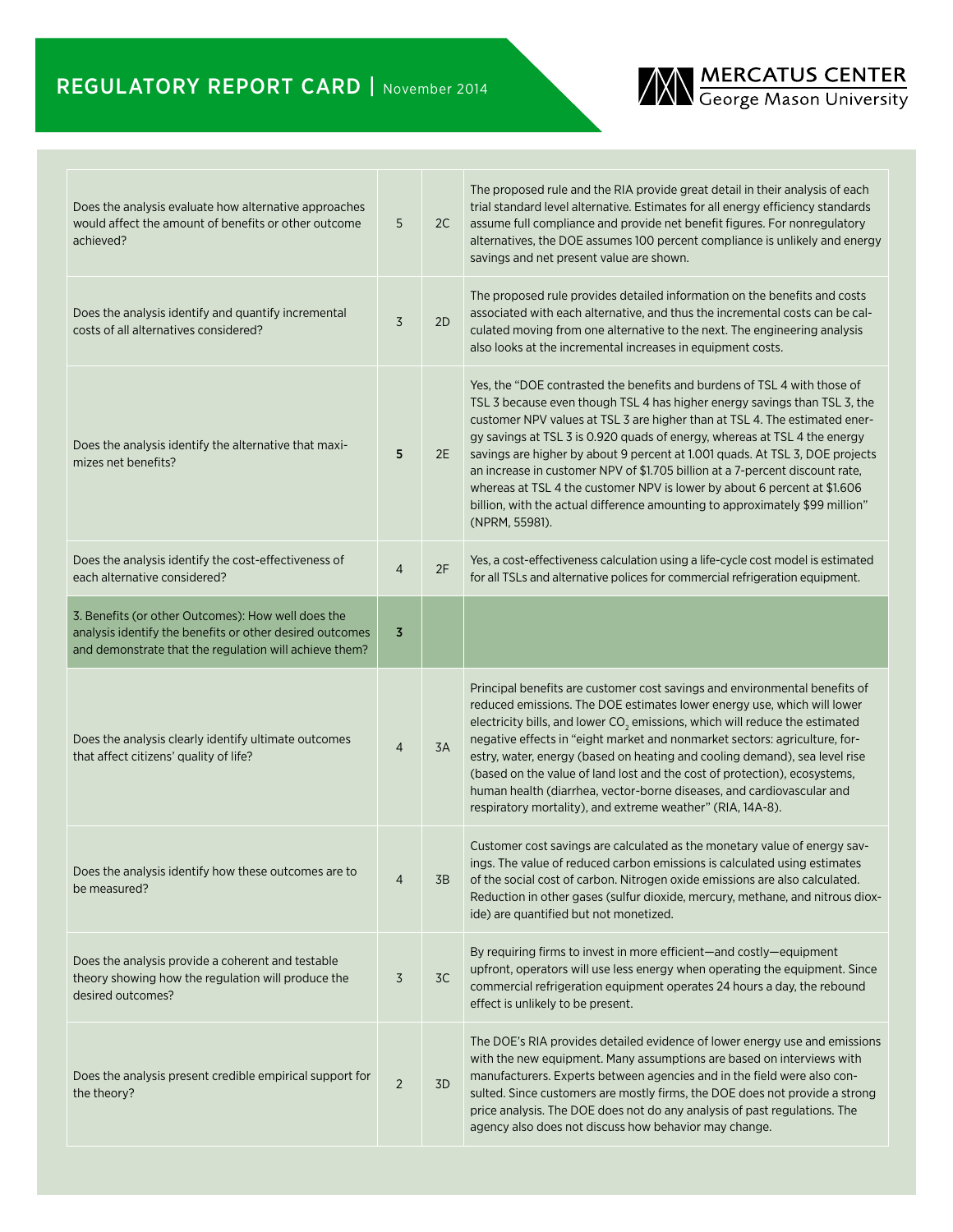| | | | |
|---|---|---|---|
| Does the analysis evaluate how alternative approaches would affect the amount of benefits or other outcome achieved? | 5 | 2C | The proposed rule and the RIA provide great detail in their analysis of each trial standard level alternative. Estimates for all energy efficiency standards assume full compliance and provide net benefit figures. For nonregulatory alternatives, the DOE assumes 100 percent compliance is unlikely and energy savings and net present value are shown. |
| Does the analysis identify and quantify incremental costs of all alternatives considered? | 3 | 2D | The proposed rule provides detailed information on the benefits and costs associated with each alternative, and thus the incremental costs can be calculated moving from one alternative to the next. The engineering analysis also looks at the incremental increases in equipment costs. |
| Does the analysis identify the alternative that maximizes net benefits? | **5** | 2E | Yes, the "DOE contrasted the benefits and burdens of TSL 4 with those of TSL 3 because even though TSL 4 has higher energy savings than TSL 3, the customer NPV values at TSL 3 are higher than at TSL 4. The estimated energy savings at TSL 3 is 0.920 quads of energy, whereas at TSL 4 the energy savings are higher by about 9 percent at 1.001 quads. At TSL 3, DOE projects an increase in customer NPV of $1.705 billion at a 7-percent discount rate, whereas at TSL 4 the customer NPV is lower by about 6 percent at $1.606 billion, with the actual difference amounting to approximately $99 million" (NPRM, 55981). |
| Does the analysis identify the cost-effectiveness of each alternative considered? | 4 | 2F | Yes, a cost-effectiveness calculation using a life-cycle cost model is estimated for all TSLs and alternative polices for commercial refrigeration equipment. |
| 3. Benefits (or other Outcomes): How well does the analysis identify the benefits or other desired outcomes and demonstrate that the regulation will achieve them? | **3** | | |
| Does the analysis clearly identify ultimate outcomes that affect citizens' quality of life? | 4 | 3A | Principal benefits are customer cost savings and environmental benefits of reduced emissions. The DOE estimates lower energy use, which will lower electricity bills, and lower $CO_2$ emissions, which will reduce the estimated negative effects in "eight market and nonmarket sectors: agriculture, forestry, water, energy (based on heating and cooling demand), sea level rise (based on the value of land lost and the cost of protection), ecosystems, human health (diarrhea, vector-borne diseases, and cardiovascular and respiratory mortality), and extreme weather" (RIA, 14A-8). |
| Does the analysis identify how these outcomes are to be measured? | 4 | 3B | Customer cost savings are calculated as the monetary value of energy savings. The value of reduced carbon emissions is calculated using estimates of the social cost of carbon. Nitrogen oxide emissions are also calculated. Reduction in other gases (sulfur dioxide, mercury, methane, and nitrous dioxide) are quantified but not monetized. |
| Does the analysis provide a coherent and testable theory showing how the regulation will produce the desired outcomes? | 3 | 3C | By requiring firms to invest in more efficient—and costly—equipment upfront, operators will use less energy when operating the equipment. Since commercial refrigeration equipment operates 24 hours a day, the rebound effect is unlikely to be present. |
| Does the analysis present credible empirical support for the theory? | 2 | 3D | The DOE's RIA provides detailed evidence of lower energy use and emissions with the new equipment. Many assumptions are based on interviews with manufacturers. Experts between agencies and in the field were also consulted. Since customers are mostly firms, the DOE does not provide a strong price analysis. The DOE does not do any analysis of past regulations. The agency also does not discuss how behavior may change. |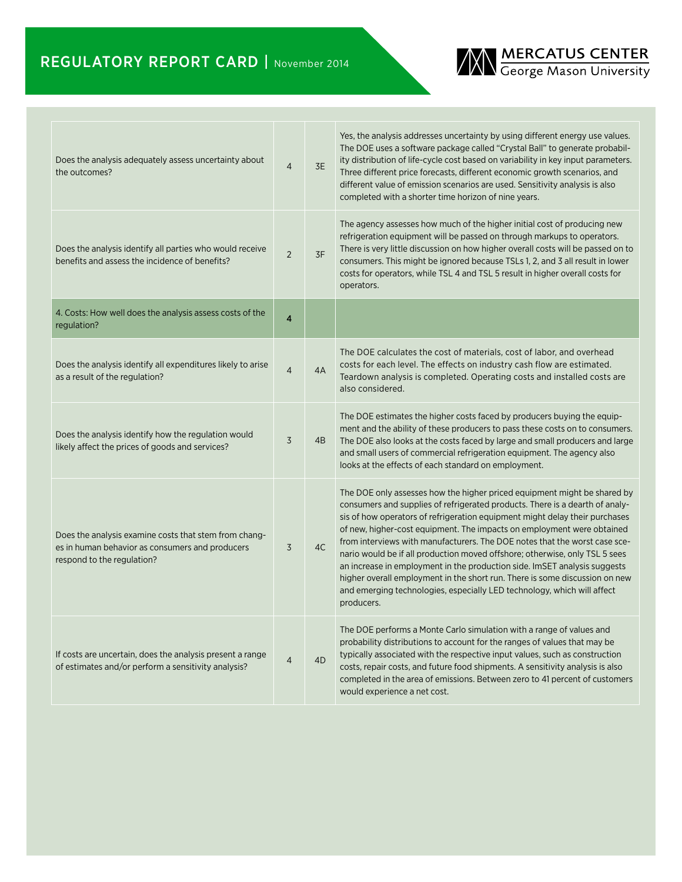| | | | |
|---|---|---|---|
| Does the analysis adequately assess uncertainty about the outcomes? | 4 | 3E | Yes, the analysis addresses uncertainty by using different energy use values. The DOE uses a software package called "Crystal Ball" to generate probability distribution of life-cycle cost based on variability in key input parameters. Three different price forecasts, different economic growth scenarios, and different value of emission scenarios are used. Sensitivity analysis is also completed with a shorter time horizon of nine years. |
| Does the analysis identify all parties who would receive benefits and assess the incidence of benefits? | 2 | 3F | The agency assesses how much of the higher initial cost of producing new refrigeration equipment will be passed on through markups to operators. There is very little discussion on how higher overall costs will be passed on to consumers. This might be ignored because TSLs 1, 2, and 3 all result in lower costs for operators, while TSL 4 and TSL 5 result in higher overall costs for operators. |
| **4. Costs: How well does the analysis assess costs of the regulation?** | **4** | | |
| Does the analysis identify all expenditures likely to arise as a result of the regulation? | 4 | 4A | The DOE calculates the cost of materials, cost of labor, and overhead costs for each level. The effects on industry cash flow are estimated. Teardown analysis is completed. Operating costs and installed costs are also considered. |
| Does the analysis identify how the regulation would likely affect the prices of goods and services? | 3 | 4B | The DOE estimates the higher costs faced by producers buying the equipment and the ability of these producers to pass these costs on to consumers. The DOE also looks at the costs faced by large and small producers and large and small users of commercial refrigeration equipment. The agency also looks at the effects of each standard on employment. |
| Does the analysis examine costs that stem from changes in human behavior as consumers and producers respond to the regulation? | 3 | 4C | The DOE only assesses how the higher priced equipment might be shared by consumers and supplies of refrigerated products. There is a dearth of analysis of how operators of refrigeration equipment might delay their purchases of new, higher-cost equipment. The impacts on employment were obtained from interviews with manufacturers. The DOE notes that the worst case scenario would be if all production moved offshore; otherwise, only TSL 5 sees an increase in employment in the production side. ImSET analysis suggests higher overall employment in the short run. There is some discussion on new and emerging technologies, especially LED technology, which will affect producers. |
| If costs are uncertain, does the analysis present a range of estimates and/or perform a sensitivity analysis? | 4 | 4D | The DOE performs a Monte Carlo simulation with a range of values and probability distributions to account for the ranges of values that may be typically associated with the respective input values, such as construction costs, repair costs, and future food shipments. A sensitivity analysis is also completed in the area of emissions. Between zero to 41 percent of customers would experience a net cost. |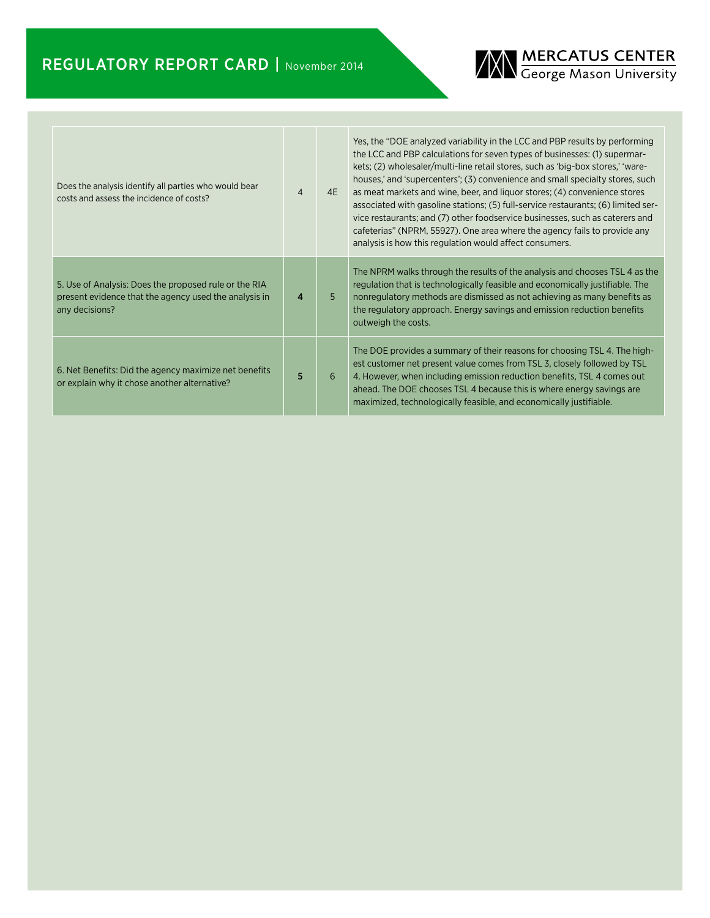| | | | |
|---|---|---|---|
| Does the analysis identify all parties who would bear costs and assess the incidence of costs? | 4 | 4E | Yes, the "DOE analyzed variability in the LCC and PBP results by performing the LCC and PBP calculations for seven types of businesses: (1) supermarkets; (2) wholesaler/multi-line retail stores, such as 'big-box stores,' 'warehouses,' and 'supercenters'; (3) convenience and small specialty stores, such as meat markets and wine, beer, and liquor stores; (4) convenience stores associated with gasoline stations; (5) full-service restaurants; (6) limited service restaurants; and (7) other foodservice businesses, such as caterers and cafeterias" (NPRM, 55927). One area where the agency fails to provide any analysis is how this regulation would affect consumers. |
| 5. Use of Analysis: Does the proposed rule or the RIA present evidence that the agency used the analysis in any decisions? | **4** | 5 | The NPRM walks through the results of the analysis and chooses TSL 4 as the regulation that is technologically feasible and economically justifiable. The nonregulatory methods are dismissed as not achieving as many benefits as the regulatory approach. Energy savings and emission reduction benefits outweigh the costs. |
| 6. Net Benefits: Did the agency maximize net benefits or explain why it chose another alternative? | **5** | 6 | The DOE provides a summary of their reasons for choosing TSL 4. The highest customer net present value comes from TSL 3, closely followed by TSL 4. However, when including emission reduction benefits, TSL 4 comes out ahead. The DOE chooses TSL 4 because this is where energy savings are maximized, technologically feasible, and economically justifiable. |